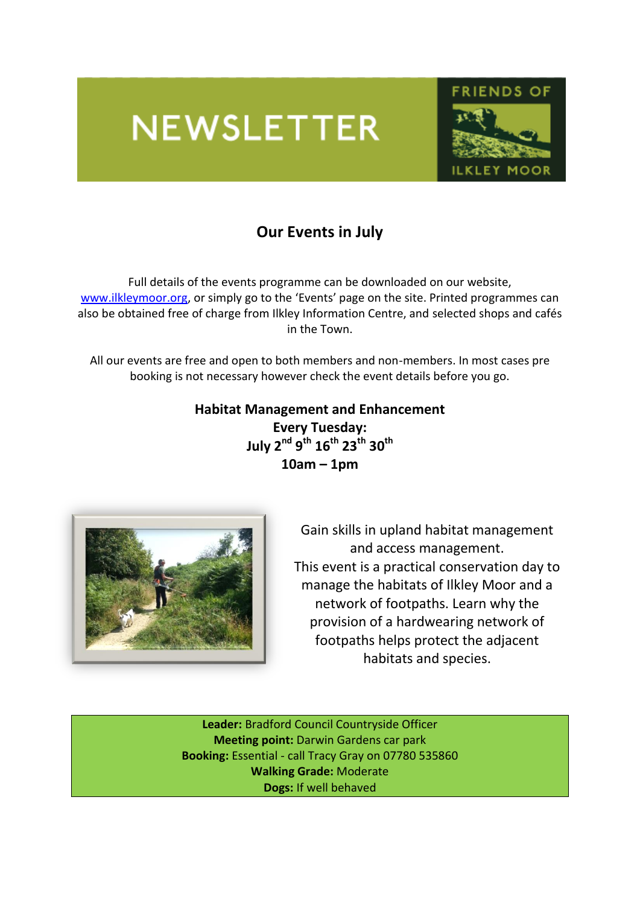# NEWSLETTER

FRIENDS OF ILKLEY MOOR

## Our Events in July

Full details of the events programme can be downloaded on our website, www.ilkleymoor.org, or simply go to the 'Events' page on the site. Printed programmes can also be obtained free of charge from Ilkley Information Centre, and selected shops and cafés in the Town.

All our events are free and open to both members and non-members. In most cases pre booking is not necessary however check the event details before you go.

### Habitat Management and Enhancement

**Every Tuesday:**
**July 2nd 9th 16th 23rd 30th**
**10am – 1pm**

Gain skills in upland habitat management and access management. This event is a practical conservation day to manage the habitats of Ilkley Moor and a network of footpaths. Learn why the provision of a hardwearing network of footpaths helps protect the adjacent habitats and species.

**Leader:** Bradford Council Countryside Officer
**Meeting point:** Darwin Gardens car park
**Booking:** Essential - call Tracy Gray on 07780 535860
**Walking Grade:** Moderate
**Dogs:** If well behaved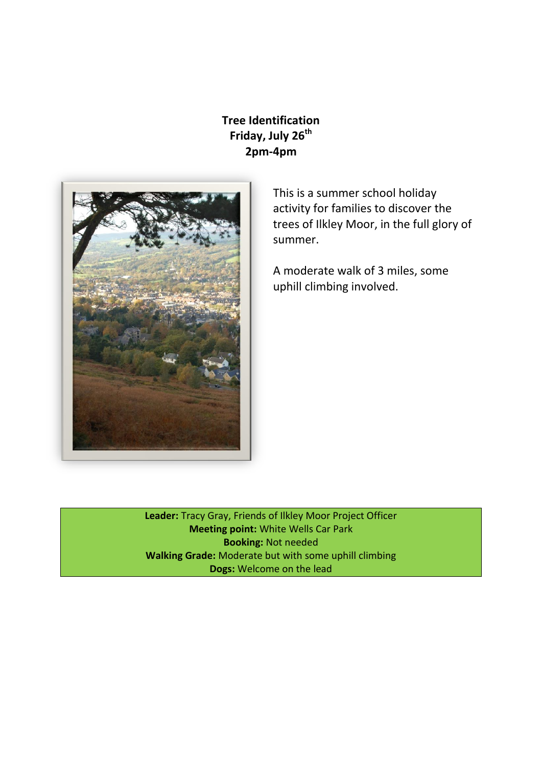**Tree Identification**
**Friday, July 26th**
**2pm-4pm**

This is a summer school holiday activity for families to discover the trees of Ilkley Moor, in the full glory of summer.

A moderate walk of 3 miles, some uphill climbing involved.

**Leader:** Tracy Gray, Friends of Ilkley Moor Project Officer
**Meeting point:** White Wells Car Park
**Booking:** Not needed
**Walking Grade:** Moderate but with some uphill climbing
**Dogs:** Welcome on the lead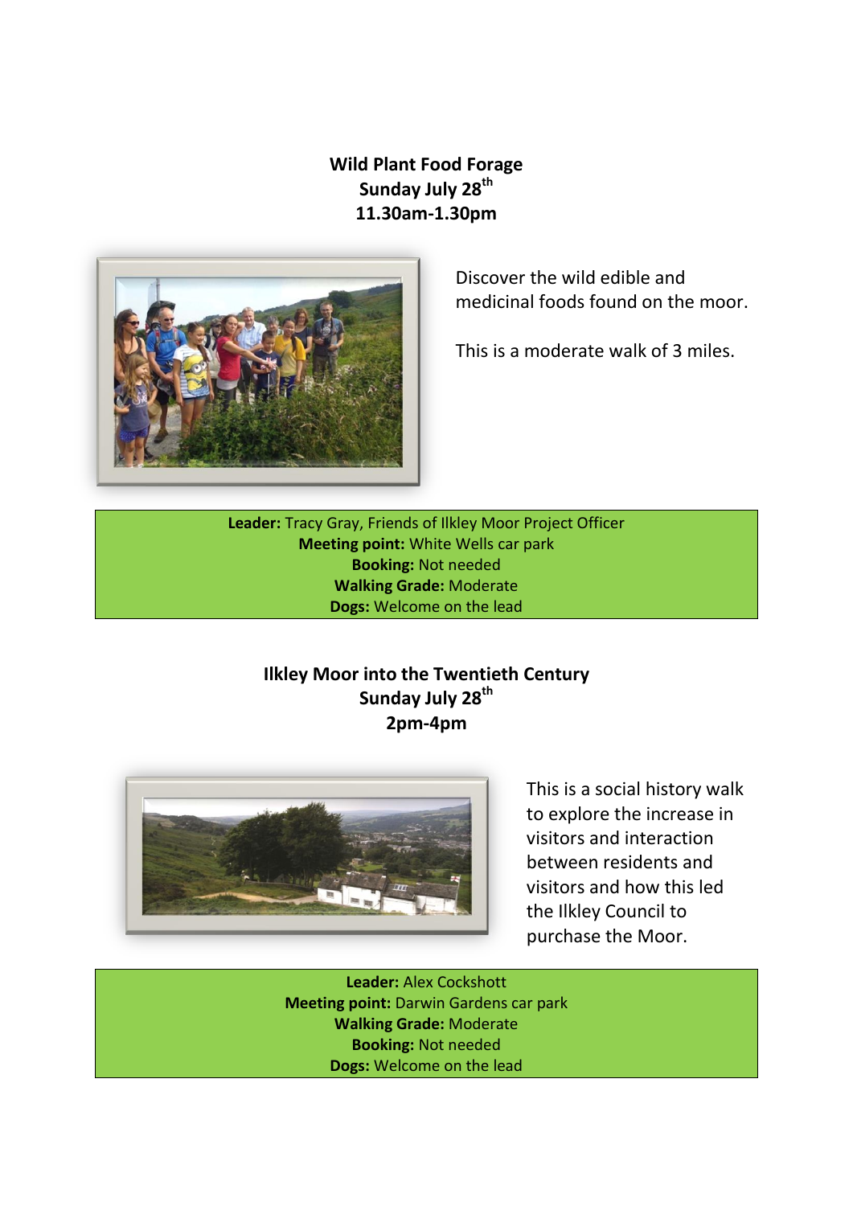## Wild Plant Food Forage
**Sunday July 28th**
**11.30am-1.30pm**

Discover the wild edible and medicinal foods found on the moor.

This is a moderate walk of 3 miles.

**Leader:** Tracy Gray, Friends of Ilkley Moor Project Officer
**Meeting point:** White Wells car park
**Booking:** Not needed
**Walking Grade:** Moderate
**Dogs:** Welcome on the lead

## Ilkley Moor into the Twentieth Century
**Sunday July 28th**
**2pm-4pm**

This is a social history walk to explore the increase in visitors and interaction between residents and visitors and how this led the Ilkley Council to purchase the Moor.

**Leader:** Alex Cockshott
**Meeting point:** Darwin Gardens car park
**Walking Grade:** Moderate
**Booking:** Not needed
**Dogs:** Welcome on the lead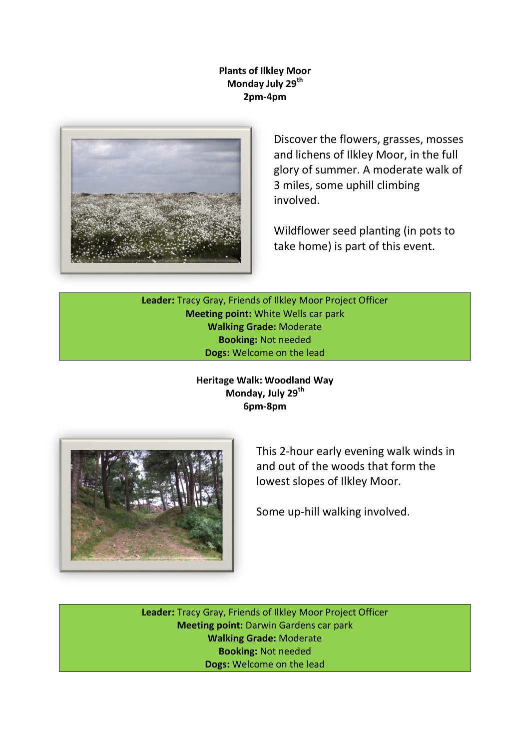**Plants of Ilkley Moor**
**Monday July 29th**
**2pm-4pm**

Discover the flowers, grasses, mosses and lichens of Ilkley Moor, in the full glory of summer. A moderate walk of 3 miles, some uphill climbing involved.

Wildflower seed planting (in pots to take home) is part of this event.

**Leader:** Tracy Gray, Friends of Ilkley Moor Project Officer
**Meeting point:** White Wells car park
**Walking Grade:** Moderate
**Booking:** Not needed
**Dogs:** Welcome on the lead

**Heritage Walk: Woodland Way**
**Monday, July 29th**
**6pm-8pm**

This 2-hour early evening walk winds in and out of the woods that form the lowest slopes of Ilkley Moor.

Some up-hill walking involved.

**Leader:** Tracy Gray, Friends of Ilkley Moor Project Officer
**Meeting point:** Darwin Gardens car park
**Walking Grade:** Moderate
**Booking:** Not needed
**Dogs:** Welcome on the lead